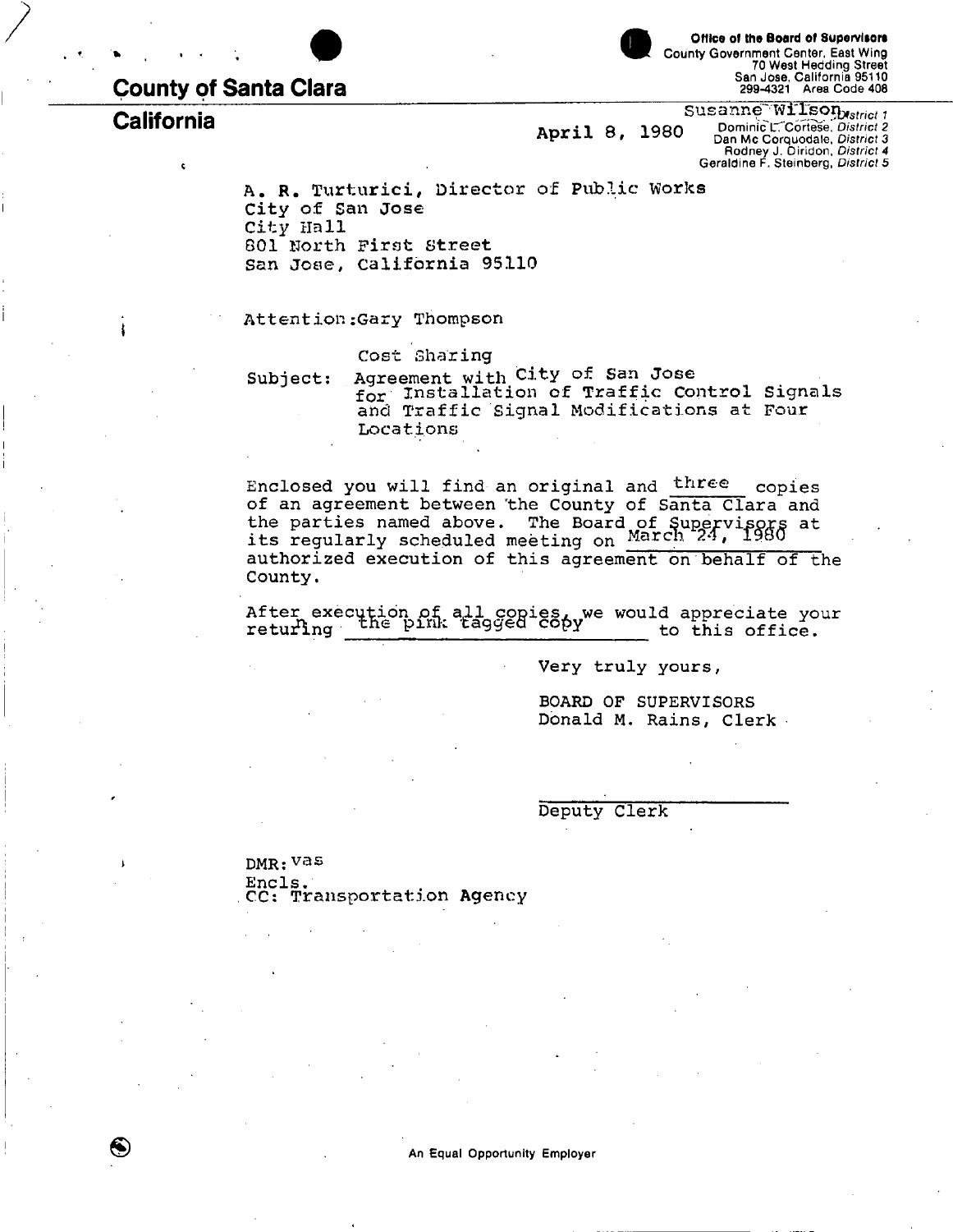# County of Santa Clara

## California

Office of the Board of Supervisors
County Government Center, East Wing
70 West Hedding Street
San Jose, California 95110
299-4321 Area Code 408

Susanne Wilson, District 1
Dominic L. Cortese, District 2
Dan Mc Corquodale, District 3
Rodney J. Diridon, District 4
Geraldine F. Steinberg, District 5

April 8, 1980

A. R. Turturici, Director of Public Works
City of San Jose
City Hall
801 North First Street
San Jose, California 95110

Attention: Gary Thompson

Subject: Cost Sharing Agreement with City of San Jose for Installation of Traffic Control Signals and Traffic Signal Modifications at Four Locations

Enclosed you will find an original and three copies of an agreement between the County of Santa Clara and the parties named above. The Board of Supervisors at its regularly scheduled meeting on March 24, 1980 authorized execution of this agreement on behalf of the County.

After execution of all copies, we would appreciate your returning the pink tagged copy to this office.

Very truly yours,

BOARD OF SUPERVISORS
Donald M. Rains, Clerk

Deputy Clerk

DMR:vas
Encls.
CC: Transportation Agency

An Equal Opportunity Employer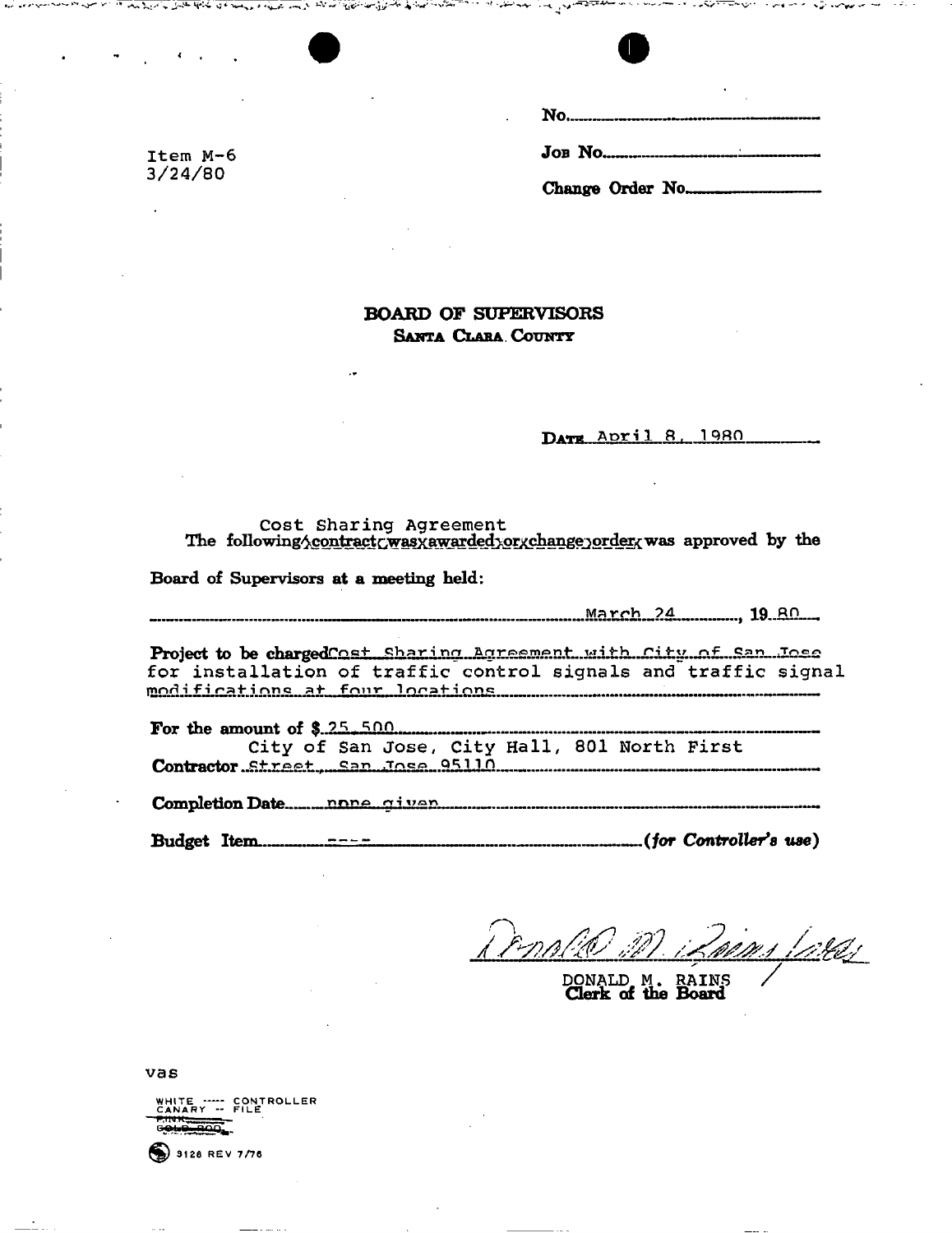Item M-6
3/24/80

No.

Job No.

Change Order No.

**BOARD OF SUPERVISORS**
**SANTA CLARA COUNTY**

DATE April 8, 1980

Cost Sharing Agreement
The following contract was awarded or change order was approved by the

Board of Supervisors at a meeting held:

March 24, 1980

Project to be charged Cost Sharing Agreement with City of San Jose for installation of traffic control signals and traffic signal modifications at four locations

For the amount of $ 25,500

Contractor City of San Jose, City Hall, 801 North First Street, San Jose 95110

Completion Date none given

Budget Item ---- *(for Controller's use)*

DONALD M. RAINS
Clerk of the Board

vas

WHITE ----- CONTROLLER
CANARY -- FILE
~~PINK~~
~~GOLD ROD~~

9126 REV 7/76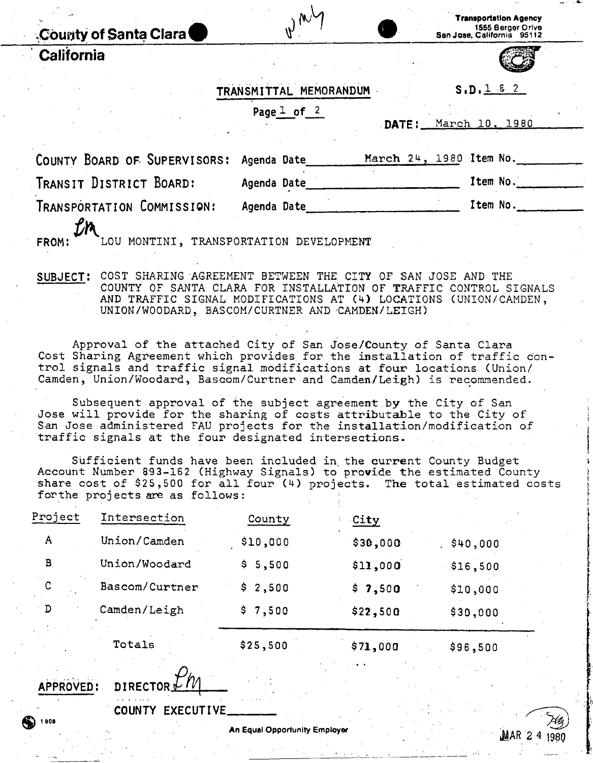County of Santa Clara

California

Transportation Agency
1555 Berger Drive
San Jose, California 95112

## TRANSMITTAL MEMORANDUM

S.D. 1 & 2

Page 1 of 2

DATE: March 10, 1980

| | | | |
|---|---|---|---|
| COUNTY BOARD OF SUPERVISORS: | Agenda Date March 24, 1980 | Item No. | |
| TRANSIT DISTRICT BOARD: | Agenda Date | Item No. | |
| TRANSPORTATION COMMISSION: | Agenda Date | Item No. | |

FROM: LOU MONTINI, TRANSPORTATION DEVELOPMENT

SUBJECT: COST SHARING AGREEMENT BETWEEN THE CITY OF SAN JOSE AND THE COUNTY OF SANTA CLARA FOR INSTALLATION OF TRAFFIC CONTROL SIGNALS AND TRAFFIC SIGNAL MODIFICATIONS AT (4) LOCATIONS (UNION/CAMDEN, UNION/WOODARD, BASCOM/CURTNER AND CAMDEN/LEIGH)

Approval of the attached City of San Jose/County of Santa Clara Cost Sharing Agreement which provides for the installation of traffic control signals and traffic signal modifications at four locations (Union/Camden, Union/Woodard, Bascom/Curtner and Camden/Leigh) is recommended.

Subsequent approval of the subject agreement by the City of San Jose will provide for the sharing of costs attributable to the City of San Jose administered FAU projects for the installation/modification of traffic signals at the four designated intersections.

Sufficient funds have been included in the current County Budget Account Number 893-162 (Highway Signals) to provide the estimated County share cost of $25,500 for all four (4) projects. The total estimated costs for the projects are as follows:

| Project | Intersection | County | City | |
|---|---|---|---|---|
| A | Union/Camden | $10,000 | $30,000 | $40,000 |
| B | Union/Woodard | $ 5,500 | $11,000 | $16,500 |
| C | Bascom/Curtner | $ 2,500 | $ 7,500 | $10,000 |
| D | Camden/Leigh | $ 7,500 | $22,500 | $30,000 |
| | Totals | $25,500 | $71,000 | $96,500 |

APPROVED: DIRECTOR LM

COUNTY EXECUTIVE\_\_\_\_\_\_\_

An Equal Opportunity Employer

MAR 24 1980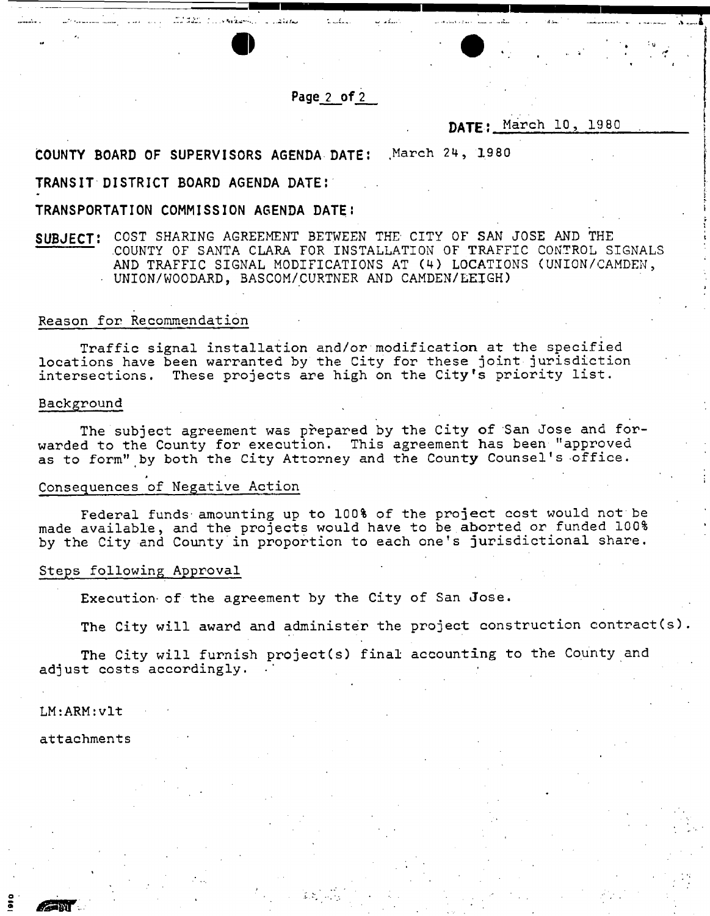**DATE:** March 10, 1980

**COUNTY BOARD OF SUPERVISORS AGENDA DATE:** March 24, 1980

**TRANSIT DISTRICT BOARD AGENDA DATE:**

**TRANSPORTATION COMMISSION AGENDA DATE:**

**SUBJECT:** COST SHARING AGREEMENT BETWEEN THE CITY OF SAN JOSE AND THE COUNTY OF SANTA CLARA FOR INSTALLATION OF TRAFFIC CONTROL SIGNALS AND TRAFFIC SIGNAL MODIFICATIONS AT (4) LOCATIONS (UNION/CAMDEN, UNION/WOODARD, BASCOM/CURTNER AND CAMDEN/LEIGH)

## Reason for Recommendation

Traffic signal installation and/or modification at the specified locations have been warranted by the City for these joint jurisdiction intersections. These projects are high on the City's priority list.

## Background

The subject agreement was prepared by the City of San Jose and forwarded to the County for execution. This agreement has been "approved as to form" by both the City Attorney and the County Counsel's office.

## Consequences of Negative Action

Federal funds amounting up to 100% of the project cost would not be made available, and the projects would have to be aborted or funded 100% by the City and County in proportion to each one's jurisdictional share.

## Steps following Approval

Execution of the agreement by the City of San Jose.

The City will award and administer the project construction contract(s).

The City will furnish project(s) final accounting to the County and adjust costs accordingly.

LM:ARM:vlt

attachments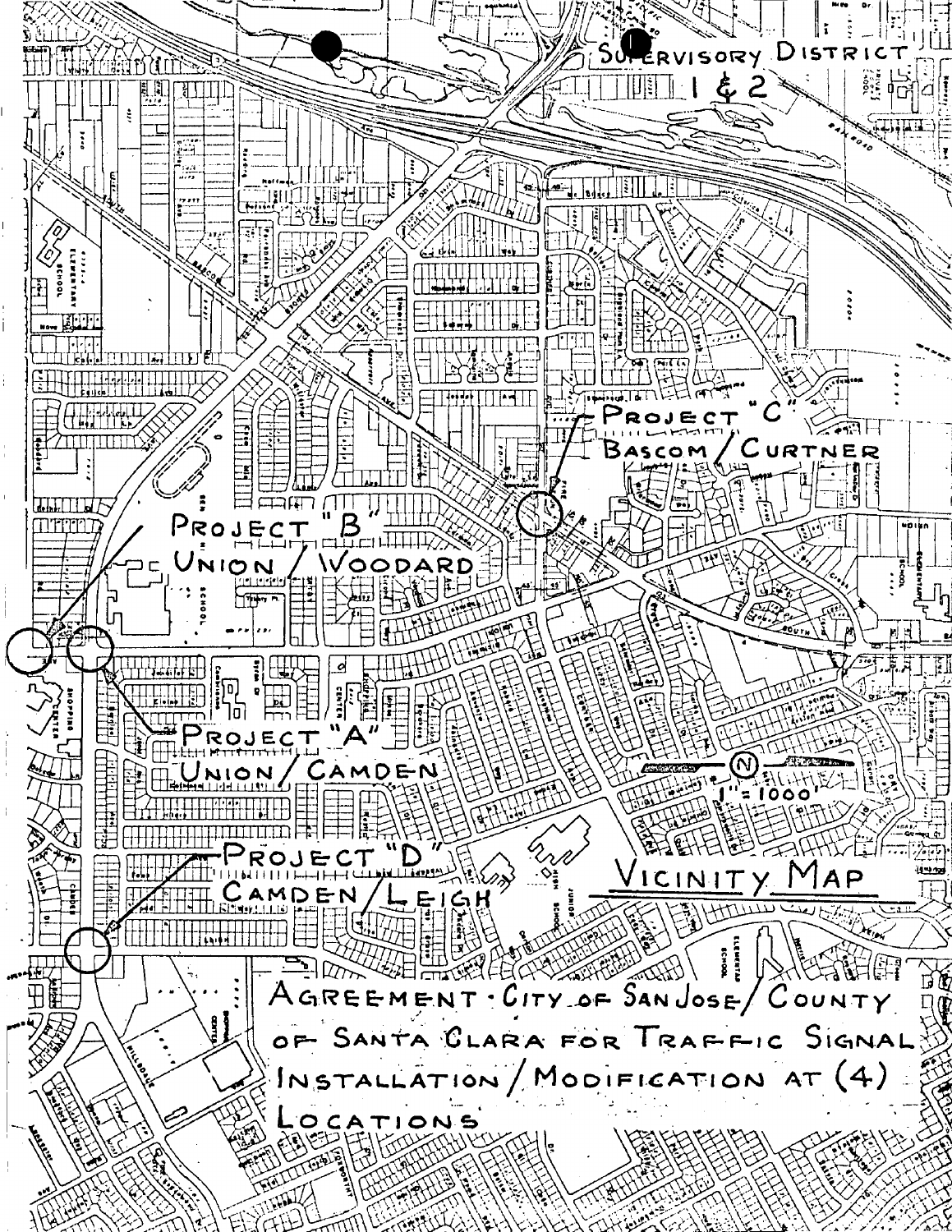SUPERVISORY DISTRICT 1 & 2

PROJECT "C"
BASCOM / CURTNER

PROJECT "B"
UNION / WOODARD

PROJECT "A"
UNION / CAMDEN

PROJECT "D"
CAMDEN / LEIGH

1" = 1000'

VICINITY MAP

AGREEMENT · CITY OF SAN JOSE / COUNTY OF SANTA CLARA FOR TRAFFIC SIGNAL INSTALLATION / MODIFICATION AT (4) LOCATIONS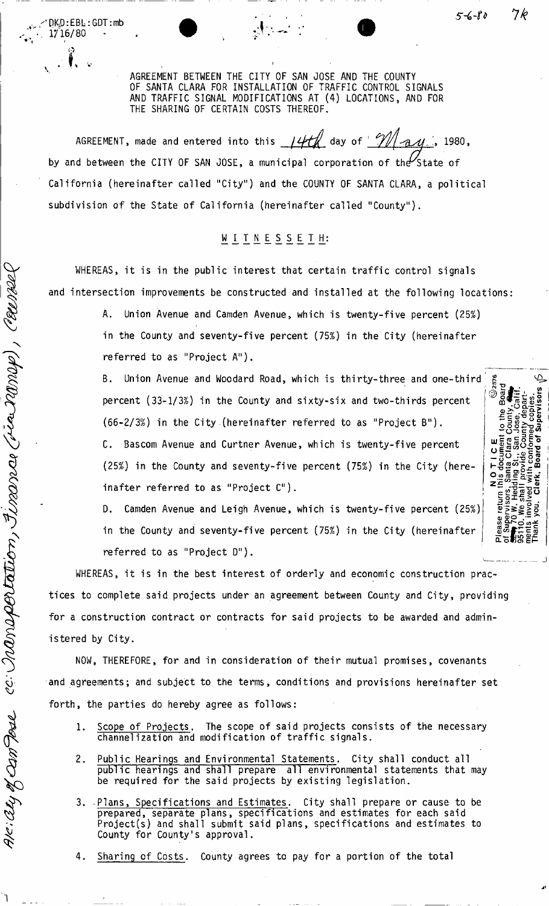AGREEMENT BETWEEN THE CITY OF SAN JOSE AND THE COUNTY OF SANTA CLARA FOR INSTALLATION OF TRAFFIC CONTROL SIGNALS AND TRAFFIC SIGNAL MODIFICATIONS AT (4) LOCATIONS, AND FOR THE SHARING OF CERTAIN COSTS THEREOF.

AGREEMENT, made and entered into this 14th day of May, 1980, by and between the CITY OF SAN JOSE, a municipal corporation of the State of California (hereinafter called "City") and the COUNTY OF SANTA CLARA, a political subdivision of the State of California (hereinafter called "County").

W I T N E S S E T H:

WHEREAS, it is in the public interest that certain traffic control signals and intersection improvements be constructed and installed at the following locations:

A. Union Avenue and Camden Avenue, which is twenty-five percent (25%) in the County and seventy-five percent (75%) in the City (hereinafter referred to as "Project A").

B. Union Avenue and Woodard Road, which is thirty-three and one-third percent (33-1/3%) in the County and sixty-six and two-thirds percent (66-2/3%) in the City (hereinafter referred to as "Project B").

C. Bascom Avenue and Curtner Avenue, which is twenty-five percent (25%) in the County and seventy-five percent (75%) in the City (hereinafter referred to as "Project C").

D. Camden Avenue and Leigh Avenue, which is twenty-five percent (25%) in the County and seventy-five percent (75%) in the City (hereinafter referred to as "Project D").

WHEREAS, it is in the best interest of orderly and economic construction practices to complete said projects under an agreement between County and City, providing for a construction contract or contracts for said projects to be awarded and administered by City.

NOW, THEREFORE, for and in consideration of their mutual promises, covenants and agreements; and subject to the terms, conditions and provisions hereinafter set forth, the parties do hereby agree as follows:

1. Scope of Projects. The scope of said projects consists of the necessary channelization and modification of traffic signals.

2. Public Hearings and Environmental Statements. City shall conduct all public hearings and shall prepare all environmental statements that may be required for the said projects by existing legislation.

3. Plans, Specifications and Estimates. City shall prepare or cause to be prepared, separate plans, specifications and estimates for each said Project(s) and shall submit said plans, specifications and estimates to County for County's approval.

4. Sharing of Costs. County agrees to pay for a portion of the total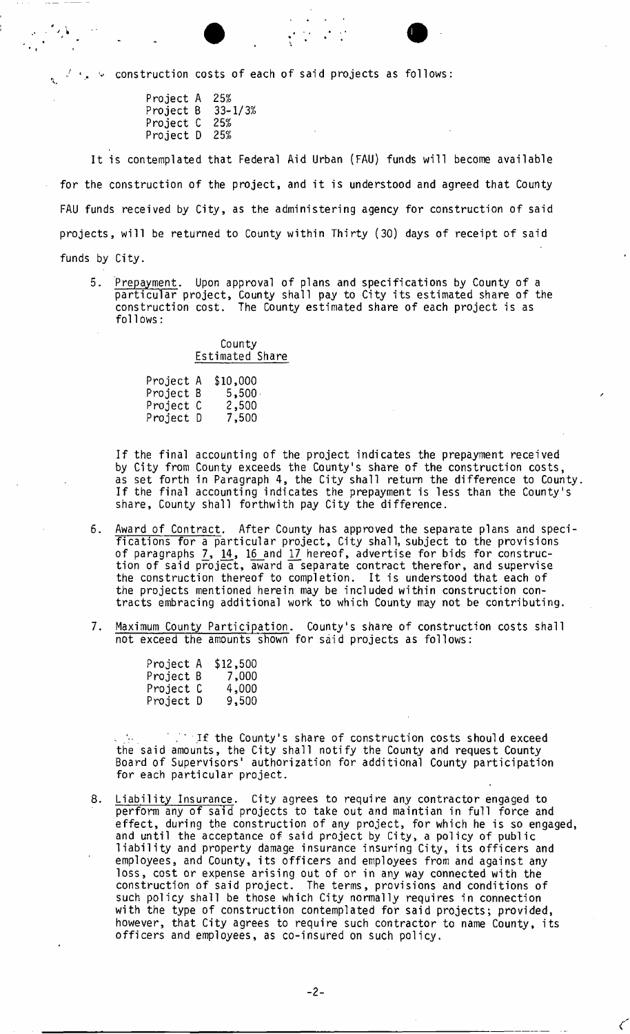construction costs of each of said projects as follows:

| | |
|---|---|
| Project A | 25% |
| Project B | 33-1/3% |
| Project C | 25% |
| Project D | 25% |

It is contemplated that Federal Aid Urban (FAU) funds will become available for the construction of the project, and it is understood and agreed that County FAU funds received by City, as the administering agency for construction of said projects, will be returned to County within Thirty (30) days of receipt of said funds by City.

5. Prepayment. Upon approval of plans and specifications by County of a particular project, County shall pay to City its estimated share of the construction cost. The County estimated share of each project is as follows:

| | County Estimated Share |
|---|---|
| Project A | \$10,000 |
| Project B | 5,500 |
| Project C | 2,500 |
| Project D | 7,500 |

If the final accounting of the project indicates the prepayment received by City from County exceeds the County's share of the construction costs, as set forth in Paragraph 4, the City shall return the difference to County. If the final accounting indicates the prepayment is less than the County's share, County shall forthwith pay City the difference.

6. Award of Contract. After County has approved the separate plans and specifications for a particular project, City shall, subject to the provisions of paragraphs 7, 14, 16 and 17 hereof, advertise for bids for construction of said project, award a separate contract therefor, and supervise the construction thereof to completion. It is understood that each of the projects mentioned herein may be included within construction contracts embracing additional work to which County may not be contributing.

7. Maximum County Participation. County's share of construction costs shall not exceed the amounts shown for said projects as follows:

| | |
|---|---|
| Project A | \$12,500 |
| Project B | 7,000 |
| Project C | 4,000 |
| Project D | 9,500 |

If the County's share of construction costs should exceed the said amounts, the City shall notify the County and request County Board of Supervisors' authorization for additional County participation for each particular project.

8. Liability Insurance. City agrees to require any contractor engaged to perform any of said projects to take out and maintian in full force and effect, during the construction of any project, for which he is so engaged, and until the acceptance of said project by City, a policy of public liability and property damage insurance insuring City, its officers and employees, and County, its officers and employees from and against any loss, cost or expense arising out of or in any way connected with the construction of said project. The terms, provisions and conditions of such policy shall be those which City normally requires in connection with the type of construction contemplated for said projects; provided, however, that City agrees to require such contractor to name County, its officers and employees, as co-insured on such policy.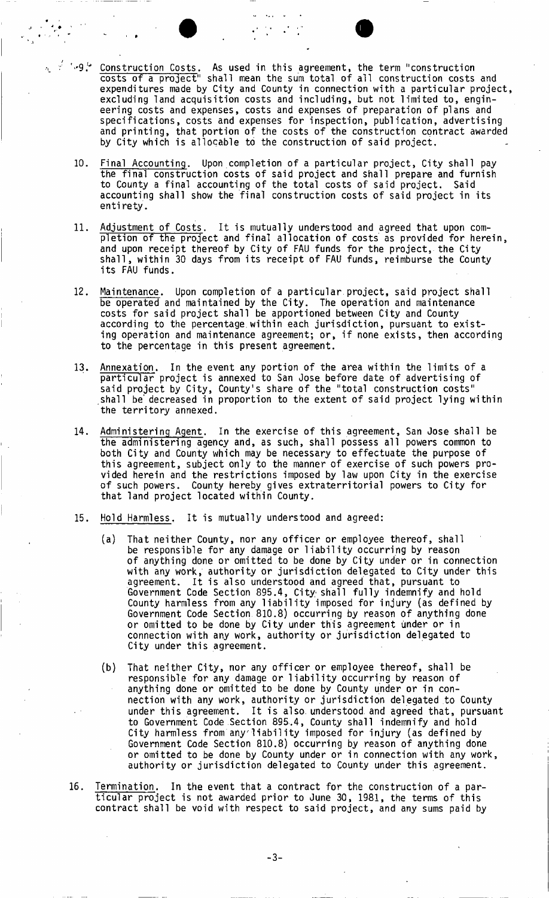9. Construction Costs. As used in this agreement, the term "construction costs of a project" shall mean the sum total of all construction costs and expenditures made by City and County in connection with a particular project, excluding land acquisition costs and including, but not limited to, engineering costs and expenses, costs and expenses of preparation of plans and specifications, costs and expenses for inspection, publication, advertising and printing, that portion of the costs of the construction contract awarded by City which is allocable to the construction of said project.

10. Final Accounting. Upon completion of a particular project, City shall pay the final construction costs of said project and shall prepare and furnish to County a final accounting of the total costs of said project. Said accounting shall show the final construction costs of said project in its entirety.

11. Adjustment of Costs. It is mutually understood and agreed that upon completion of the project and final allocation of costs as provided for herein, and upon receipt thereof by City of FAU funds for the project, the City shall, within 30 days from its receipt of FAU funds, reimburse the County its FAU funds.

12. Maintenance. Upon completion of a particular project, said project shall be operated and maintained by the City. The operation and maintenance costs for said project shall be apportioned between City and County according to the percentage within each jurisdiction, pursuant to existing operation and maintenance agreement; or, if none exists, then according to the percentage in this present agreement.

13. Annexation. In the event any portion of the area within the limits of a particular project is annexed to San Jose before date of advertising of said project by City, County's share of the "total construction costs" shall be decreased in proportion to the extent of said project lying within the territory annexed.

14. Administering Agent. In the exercise of this agreement, San Jose shall be the administering agency and, as such, shall possess all powers common to both City and County which may be necessary to effectuate the purpose of this agreement, subject only to the manner of exercise of such powers provided herein and the restrictions imposed by law upon City in the exercise of such powers. County hereby gives extraterritorial powers to City for that land project located within County.

15. Hold Harmless. It is mutually understood and agreed:

    (a) That neither County, nor any officer or employee thereof, shall be responsible for any damage or liability occurring by reason of anything done or omitted to be done by City under or in connection with any work, authority or jurisdiction delegated to City under this agreement. It is also understood and agreed that, pursuant to Government Code Section 895.4, City shall fully indemnify and hold County harmless from any liability imposed for injury (as defined by Government Code Section 810.8) occurring by reason of anything done or omitted to be done by City under this agreement under or in connection with any work, authority or jurisdiction delegated to City under this agreement.

    (b) That neither City, nor any officer or employee thereof, shall be responsible for any damage or liability occurring by reason of anything done or omitted to be done by County under or in connection with any work, authority or jurisdiction delegated to County under this agreement. It is also understood and agreed that, pursuant to Government Code Section 895.4, County shall indemnify and hold City harmless from any liability imposed for injury (as defined by Government Code Section 810.8) occurring by reason of anything done or omitted to be done by County under or in connection with any work, authority or jurisdiction delegated to County under this agreement.

16. Termination. In the event that a contract for the construction of a particular project is not awarded prior to June 30, 1981, the terms of this contract shall be void with respect to said project, and any sums paid by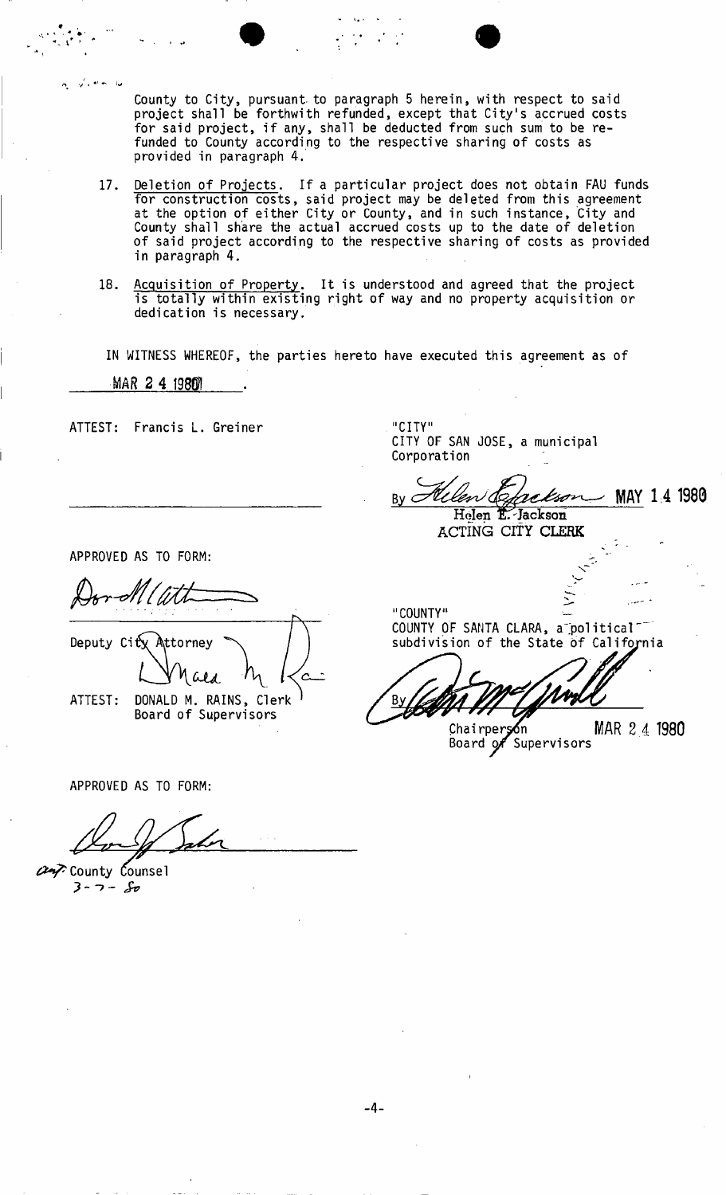County to City, pursuant to paragraph 5 herein, with respect to said project shall be forthwith refunded, except that City's accrued costs for said project, if any, shall be deducted from such sum to be refunded to County according to the respective sharing of costs as provided in paragraph 4.

17. Deletion of Projects. If a particular project does not obtain FAU funds for construction costs, said project may be deleted from this agreement at the option of either City or County, and in such instance, City and County shall share the actual accrued costs up to the date of deletion of said project according to the respective sharing of costs as provided in paragraph 4.

18. Acquisition of Property. It is understood and agreed that the project is totally within existing right of way and no property acquisition or dedication is necessary.

IN WITNESS WHEREOF, the parties hereto have executed this agreement as of MAR 24 1980.

ATTEST: Francis L. Greiner

"CITY"
CITY OF SAN JOSE, a municipal Corporation

By Helen E. Jackson MAY 14 1980
Helen E. Jackson
ACTING CITY CLERK

APPROVED AS TO FORM:

Deputy City Attorney

"COUNTY"
COUNTY OF SANTA CLARA, a political subdivision of the State of California

ATTEST: DONALD M. RAINS, Clerk
Board of Supervisors

By
Chairperson MAR 24 1980
Board of Supervisors

APPROVED AS TO FORM:

County Counsel
3-7-80